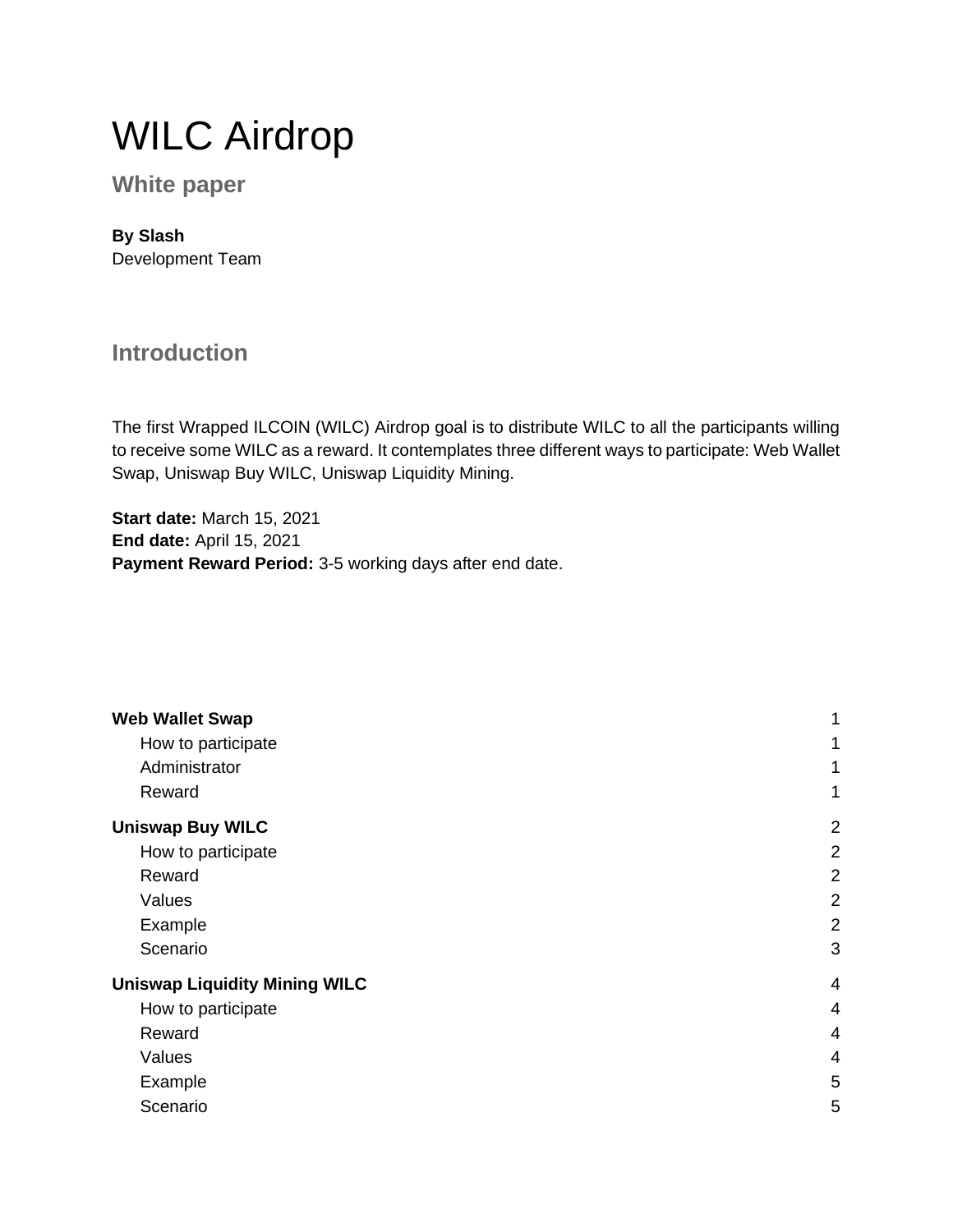# WILC Airdrop

## White paper

**By Slash**
Development Team

## Introduction

The first Wrapped ILCOIN (WILC) Airdrop goal is to distribute WILC to all the participants willing to receive some WILC as a reward. It contemplates three different ways to participate: Web Wallet Swap, Uniswap Buy WILC, Uniswap Liquidity Mining.

**Start date:** March 15, 2021
**End date:** April 15, 2021
**Payment Reward Period:** 3-5 working days after end date.

| | |
|---|---|
| **Web Wallet Swap** | 1 |
| How to participate | 1 |
| Administrator | 1 |
| Reward | 1 |
| **Uniswap Buy WILC** | 2 |
| How to participate | 2 |
| Reward | 2 |
| Values | 2 |
| Example | 2 |
| Scenario | 3 |
| **Uniswap Liquidity Mining WILC** | 4 |
| How to participate | 4 |
| Reward | 4 |
| Values | 4 |
| Example | 5 |
| Scenario | 5 |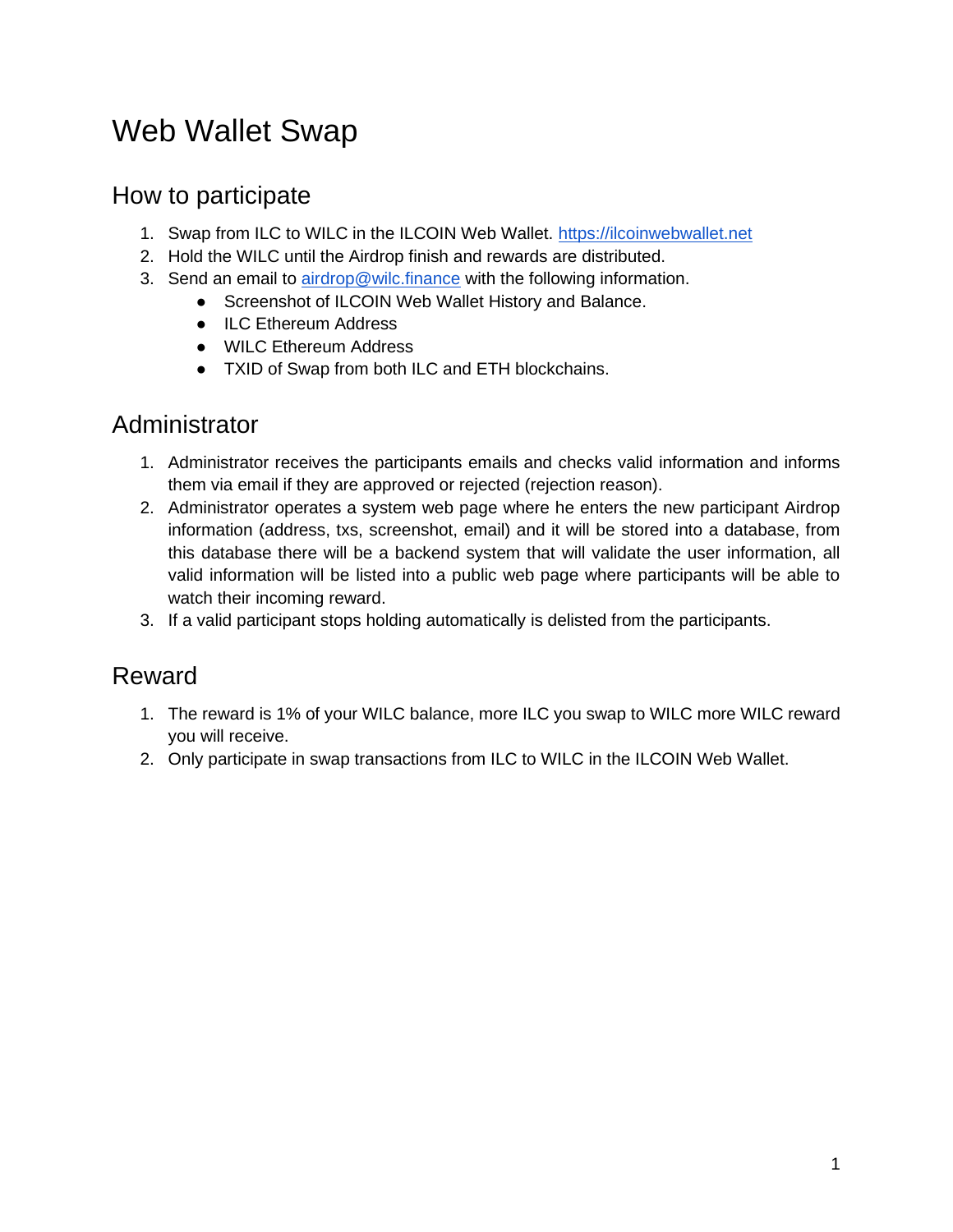# Web Wallet Swap

## How to participate

1. Swap from ILC to WILC in the ILCOIN Web Wallet. [https://ilcoinwebwallet.net](https://ilcoinwebwallet.net)
2. Hold the WILC until the Airdrop finish and rewards are distributed.
3. Send an email to [airdrop@wilc.finance](mailto:airdrop@wilc.finance) with the following information.
   - Screenshot of ILCOIN Web Wallet History and Balance.
   - ILC Ethereum Address
   - WILC Ethereum Address
   - TXID of Swap from both ILC and ETH blockchains.

## Administrator

1. Administrator receives the participants emails and checks valid information and informs them via email if they are approved or rejected (rejection reason).
2. Administrator operates a system web page where he enters the new participant Airdrop information (address, txs, screenshot, email) and it will be stored into a database, from this database there will be a backend system that will validate the user information, all valid information will be listed into a public web page where participants will be able to watch their incoming reward.
3. If a valid participant stops holding automatically is delisted from the participants.

## Reward

1. The reward is 1% of your WILC balance, more ILC you swap to WILC more WILC reward you will receive.
2. Only participate in swap transactions from ILC to WILC in the ILCOIN Web Wallet.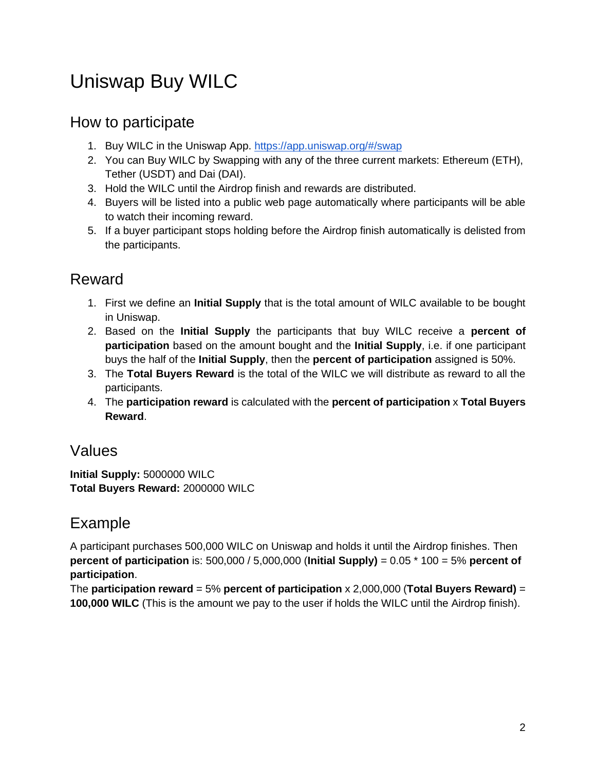# Uniswap Buy WILC

## How to participate

1. Buy WILC in the Uniswap App. [https://app.uniswap.org/#/swap](https://app.uniswap.org/#/swap)
2. You can Buy WILC by Swapping with any of the three current markets: Ethereum (ETH), Tether (USDT) and Dai (DAI).
3. Hold the WILC until the Airdrop finish and rewards are distributed.
4. Buyers will be listed into a public web page automatically where participants will be able to watch their incoming reward.
5. If a buyer participant stops holding before the Airdrop finish automatically is delisted from the participants.

## Reward

1. First we define an **Initial Supply** that is the total amount of WILC available to be bought in Uniswap.
2. Based on the **Initial Supply** the participants that buy WILC receive a **percent of participation** based on the amount bought and the **Initial Supply**, i.e. if one participant buys the half of the **Initial Supply**, then the **percent of participation** assigned is 50%.
3. The **Total Buyers Reward** is the total of the WILC we will distribute as reward to all the participants.
4. The **participation reward** is calculated with the **percent of participation** x **Total Buyers Reward**.

## Values

**Initial Supply:** 5000000 WILC
**Total Buyers Reward:** 2000000 WILC

## Example

A participant purchases 500,000 WILC on Uniswap and holds it until the Airdrop finishes. Then **percent of participation** is: 500,000 / 5,000,000 (**Initial Supply)** = 0.05 * 100 = 5% **percent of participation**.
The **participation reward** = 5% **percent of participation** x 2,000,000 (**Total Buyers Reward)** = **100,000 WILC** (This is the amount we pay to the user if holds the WILC until the Airdrop finish).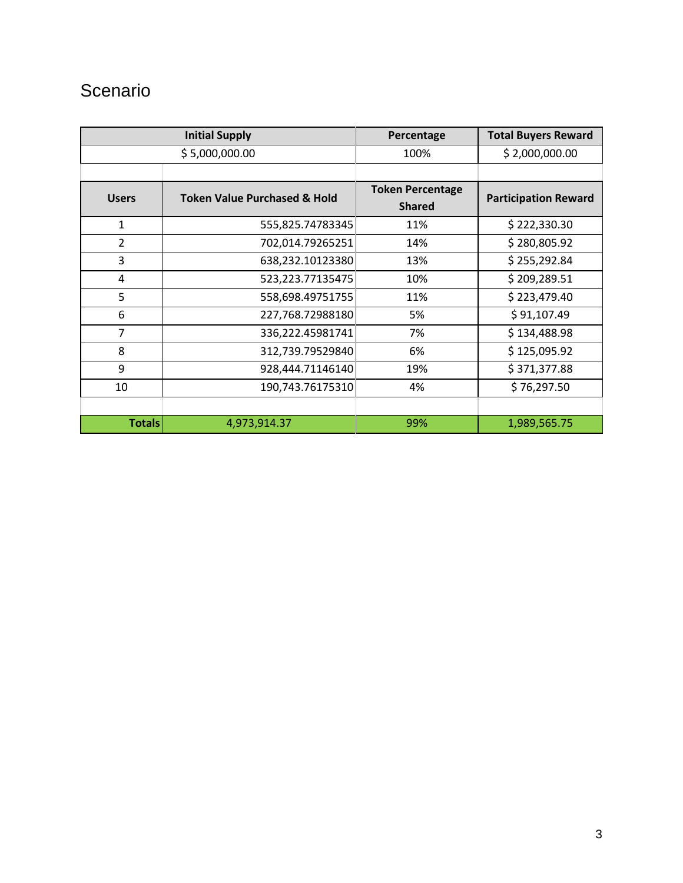# Scenario

| Initial Supply | | Percentage | Total Buyers Reward |
|---|---|---|---|
| $ 5,000,000.00 | | 100% | $ 2,000,000.00 |
| | | | |
| **Users** | **Token Value Purchased & Hold** | **Token Percentage Shared** | **Participation Reward** |
| 1 | 555,825.74783345 | 11% | $ 222,330.30 |
| 2 | 702,014.79265251 | 14% | $ 280,805.92 |
| 3 | 638,232.10123380 | 13% | $ 255,292.84 |
| 4 | 523,223.77135475 | 10% | $ 209,289.51 |
| 5 | 558,698.49751755 | 11% | $ 223,479.40 |
| 6 | 227,768.72988180 | 5% | $ 91,107.49 |
| 7 | 336,222.45981741 | 7% | $ 134,488.98 |
| 8 | 312,739.79529840 | 6% | $ 125,095.92 |
| 9 | 928,444.71146140 | 19% | $ 371,377.88 |
| 10 | 190,743.76175310 | 4% | $ 76,297.50 |
| | | | |
| **Totals** | 4,973,914.37 | 99% | 1,989,565.75 |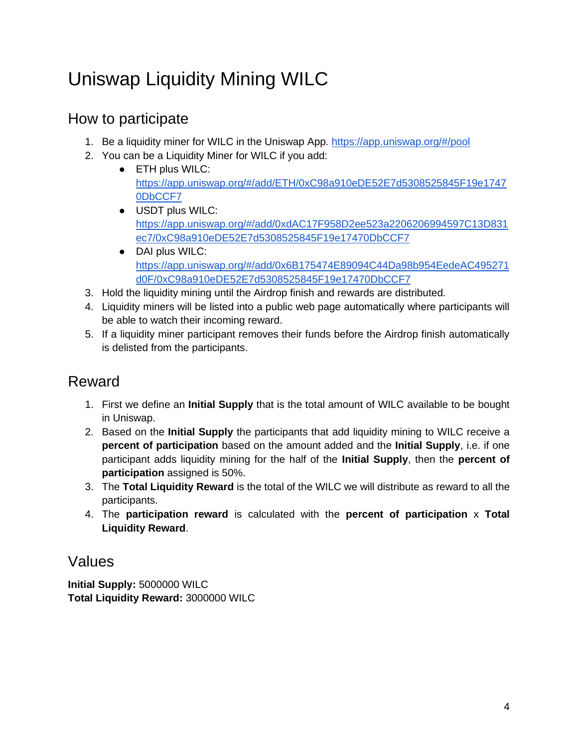# Uniswap Liquidity Mining WILC

## How to participate

1. Be a liquidity miner for WILC in the Uniswap App. https://app.uniswap.org/#/pool
2. You can be a Liquidity Miner for WILC if you add:
   - ETH plus WILC: https://app.uniswap.org/#/add/ETH/0xC98a910eDE52E7d5308525845F19e17470DbCCF7
   - USDT plus WILC: https://app.uniswap.org/#/add/0xdAC17F958D2ee523a2206206994597C13D831ec7/0xC98a910eDE52E7d5308525845F19e17470DbCCF7
   - DAI plus WILC: https://app.uniswap.org/#/add/0x6B175474E89094C44Da98b954EedeAC495271d0F/0xC98a910eDE52E7d5308525845F19e17470DbCCF7
3. Hold the liquidity mining until the Airdrop finish and rewards are distributed.
4. Liquidity miners will be listed into a public web page automatically where participants will be able to watch their incoming reward.
5. If a liquidity miner participant removes their funds before the Airdrop finish automatically is delisted from the participants.

## Reward

1. First we define an **Initial Supply** that is the total amount of WILC available to be bought in Uniswap.
2. Based on the **Initial Supply** the participants that add liquidity mining to WILC receive a **percent of participation** based on the amount added and the **Initial Supply**, i.e. if one participant adds liquidity mining for the half of the **Initial Supply**, then the **percent of participation** assigned is 50%.
3. The **Total Liquidity Reward** is the total of the WILC we will distribute as reward to all the participants.
4. The **participation reward** is calculated with the **percent of participation** x **Total Liquidity Reward**.

## Values

**Initial Supply:** 5000000 WILC
**Total Liquidity Reward:** 3000000 WILC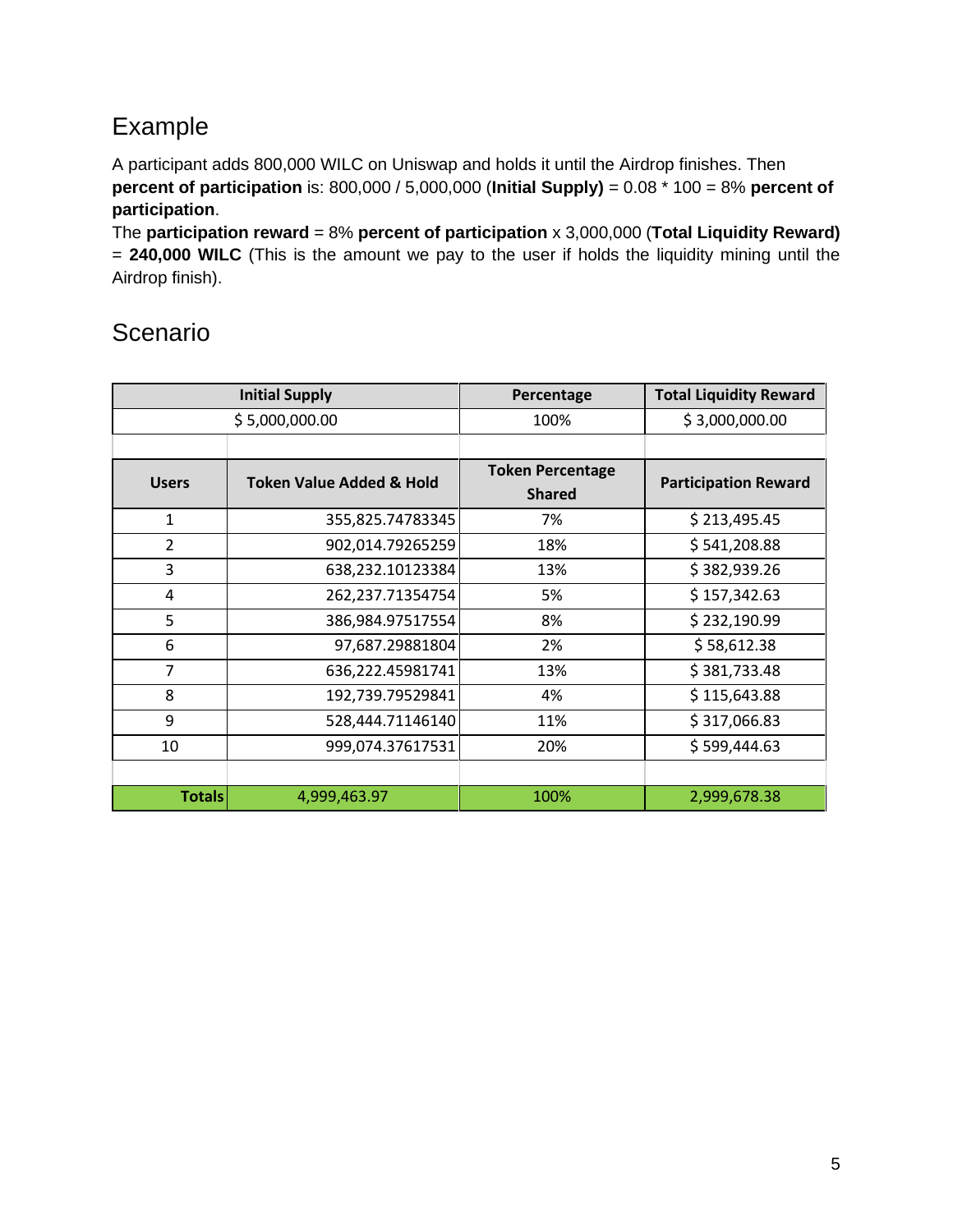## Example

A participant adds 800,000 WILC on Uniswap and holds it until the Airdrop finishes. Then **percent of participation** is: 800,000 / 5,000,000 (**Initial Supply)** = 0.08 * 100 = 8% **percent of participation**.

The **participation reward** = 8% **percent of participation** x 3,000,000 (**Total Liquidity Reward)** = **240,000 WILC** (This is the amount we pay to the user if holds the liquidity mining until the Airdrop finish).

## Scenario

| Initial Supply | | Percentage | Total Liquidity Reward |
|---|---|---|---|
| $ 5,000,000.00 | | 100% | $ 3,000,000.00 |
| | | | |
| **Users** | **Token Value Added & Hold** | **Token Percentage Shared** | **Participation Reward** |
| 1 | 355,825.74783345 | 7% | $ 213,495.45 |
| 2 | 902,014.79265259 | 18% | $ 541,208.88 |
| 3 | 638,232.10123384 | 13% | $ 382,939.26 |
| 4 | 262,237.71354754 | 5% | $ 157,342.63 |
| 5 | 386,984.97517554 | 8% | $ 232,190.99 |
| 6 | 97,687.29881804 | 2% | $ 58,612.38 |
| 7 | 636,222.45981741 | 13% | $ 381,733.48 |
| 8 | 192,739.79529841 | 4% | $ 115,643.88 |
| 9 | 528,444.71146140 | 11% | $ 317,066.83 |
| 10 | 999,074.37617531 | 20% | $ 599,444.63 |
| | | | |
| **Totals** | 4,999,463.97 | 100% | 2,999,678.38 |